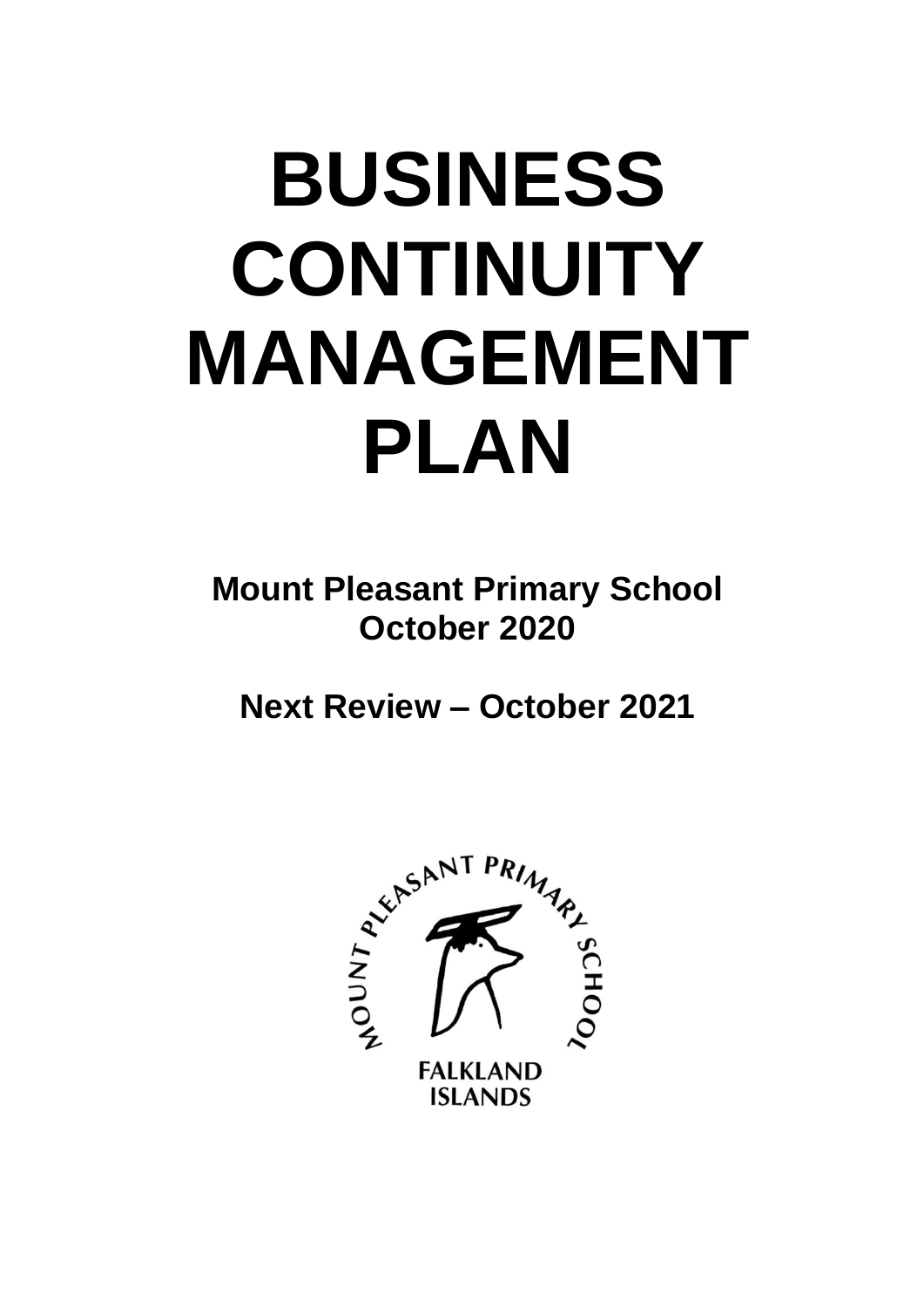# BUSINESS CONTINUITY MANAGEMENT PLAN

**Mount Pleasant Primary School**
**October 2020**

**Next Review – October 2021**

MOUNT PLEASANT PRIMARY SCHOOL

FALKLAND ISLANDS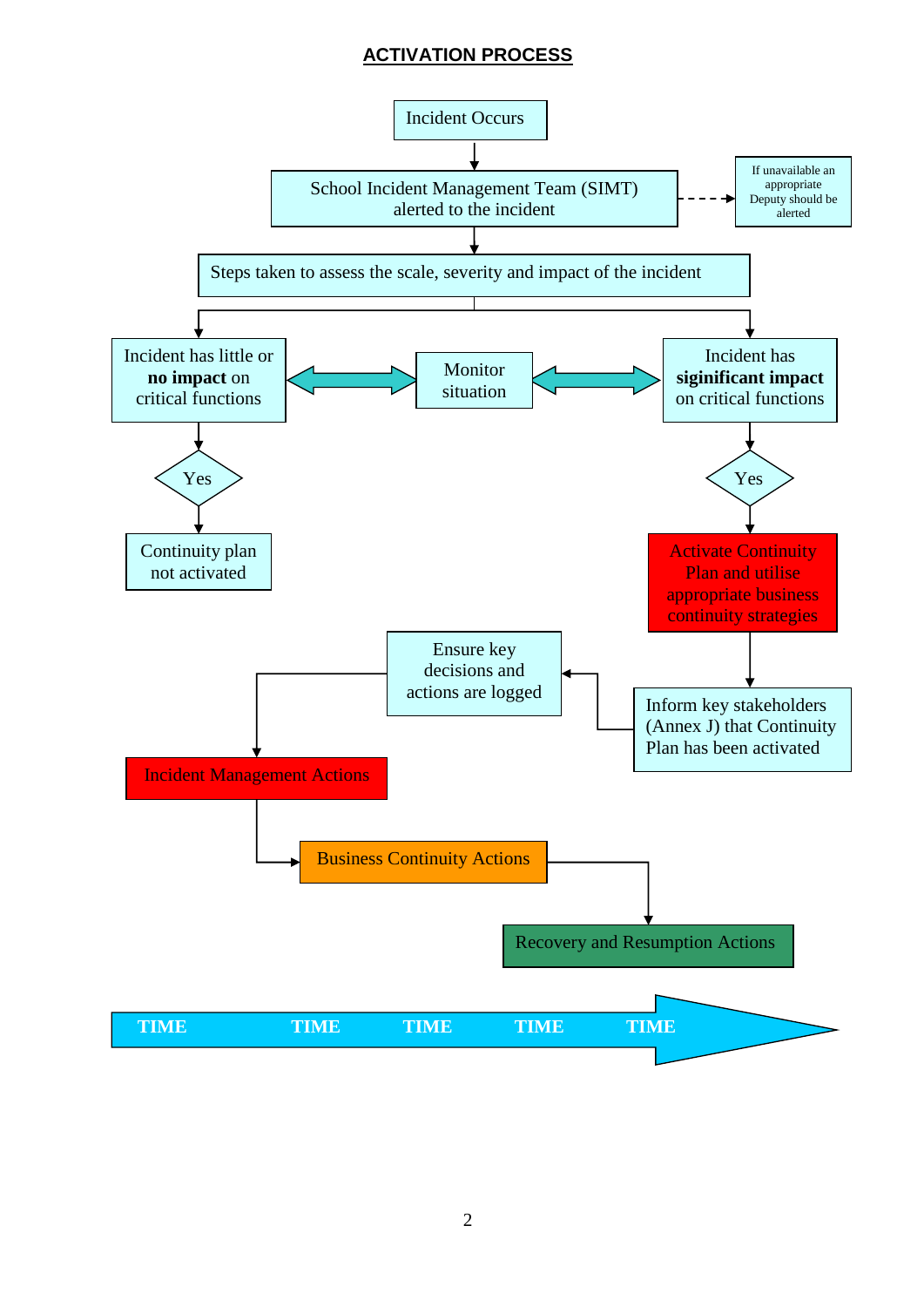# ACTIVATION PROCESS

Incident Occurs

School Incident Management Team (SIMT) alerted to the incident

If unavailable an appropriate Deputy should be alerted

Steps taken to assess the scale, severity and impact of the incident

Incident has little or **no impact** on critical functions

Monitor situation

Incident has **siginificant impact** on critical functions

Yes

Continuity plan not activated

Yes

Activate Continuity Plan and utilise appropriate business continuity strategies

Inform key stakeholders (Annex J) that Continuity Plan has been activated

Ensure key decisions and actions are logged

Incident Management Actions

Business Continuity Actions

Recovery and Resumption Actions

TIME TIME TIME TIME TIME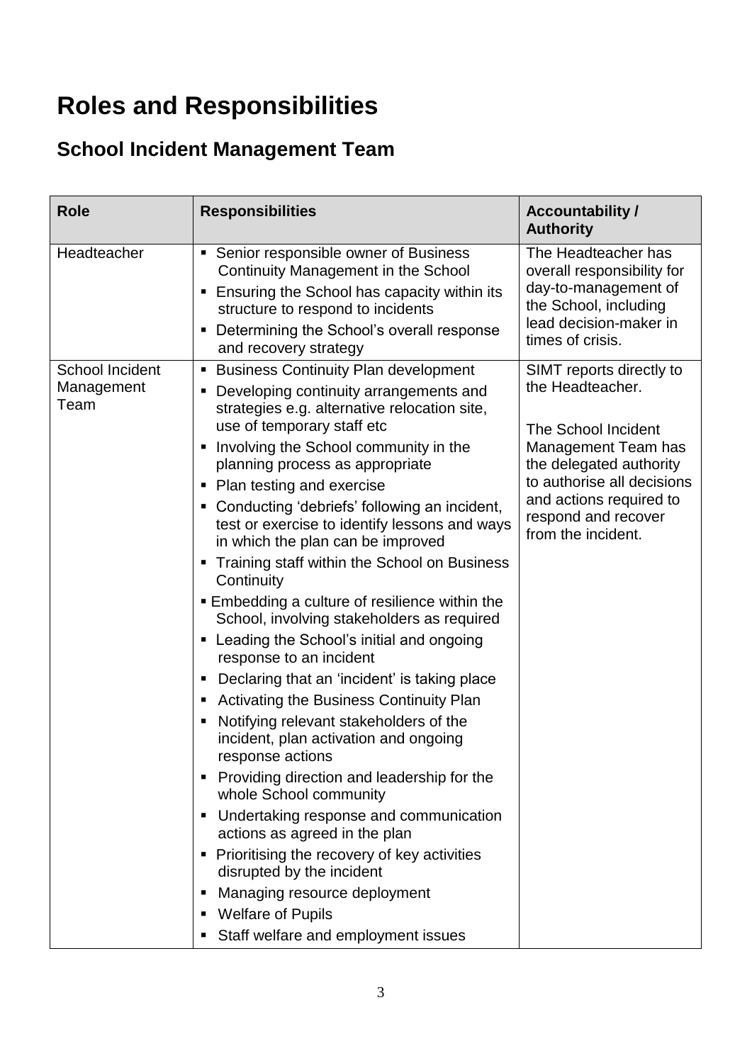# Roles and Responsibilities

## School Incident Management Team

| Role | Responsibilities | Accountability / Authority |
|---|---|---|
| Headteacher | ▪ Senior responsible owner of Business Continuity Management in the School<br>▪ Ensuring the School has capacity within its structure to respond to incidents<br>▪ Determining the School's overall response and recovery strategy | The Headteacher has overall responsibility for day-to-management of the School, including lead decision-maker in times of crisis. |
| School Incident Management Team | ▪ Business Continuity Plan development<br>▪ Developing continuity arrangements and strategies e.g. alternative relocation site, use of temporary staff etc<br>▪ Involving the School community in the planning process as appropriate<br>▪ Plan testing and exercise<br>▪ Conducting 'debriefs' following an incident, test or exercise to identify lessons and ways in which the plan can be improved<br>▪ Training staff within the School on Business Continuity<br>▪ Embedding a culture of resilience within the School, involving stakeholders as required<br>▪ Leading the School's initial and ongoing response to an incident<br>▪ Declaring that an 'incident' is taking place<br>▪ Activating the Business Continuity Plan<br>▪ Notifying relevant stakeholders of the incident, plan activation and ongoing response actions<br>▪ Providing direction and leadership for the whole School community<br>▪ Undertaking response and communication actions as agreed in the plan<br>▪ Prioritising the recovery of key activities disrupted by the incident<br>▪ Managing resource deployment<br>▪ Welfare of Pupils<br>▪ Staff welfare and employment issues | SIMT reports directly to the Headteacher.<br><br>The School Incident Management Team has the delegated authority to authorise all decisions and actions required to respond and recover from the incident. |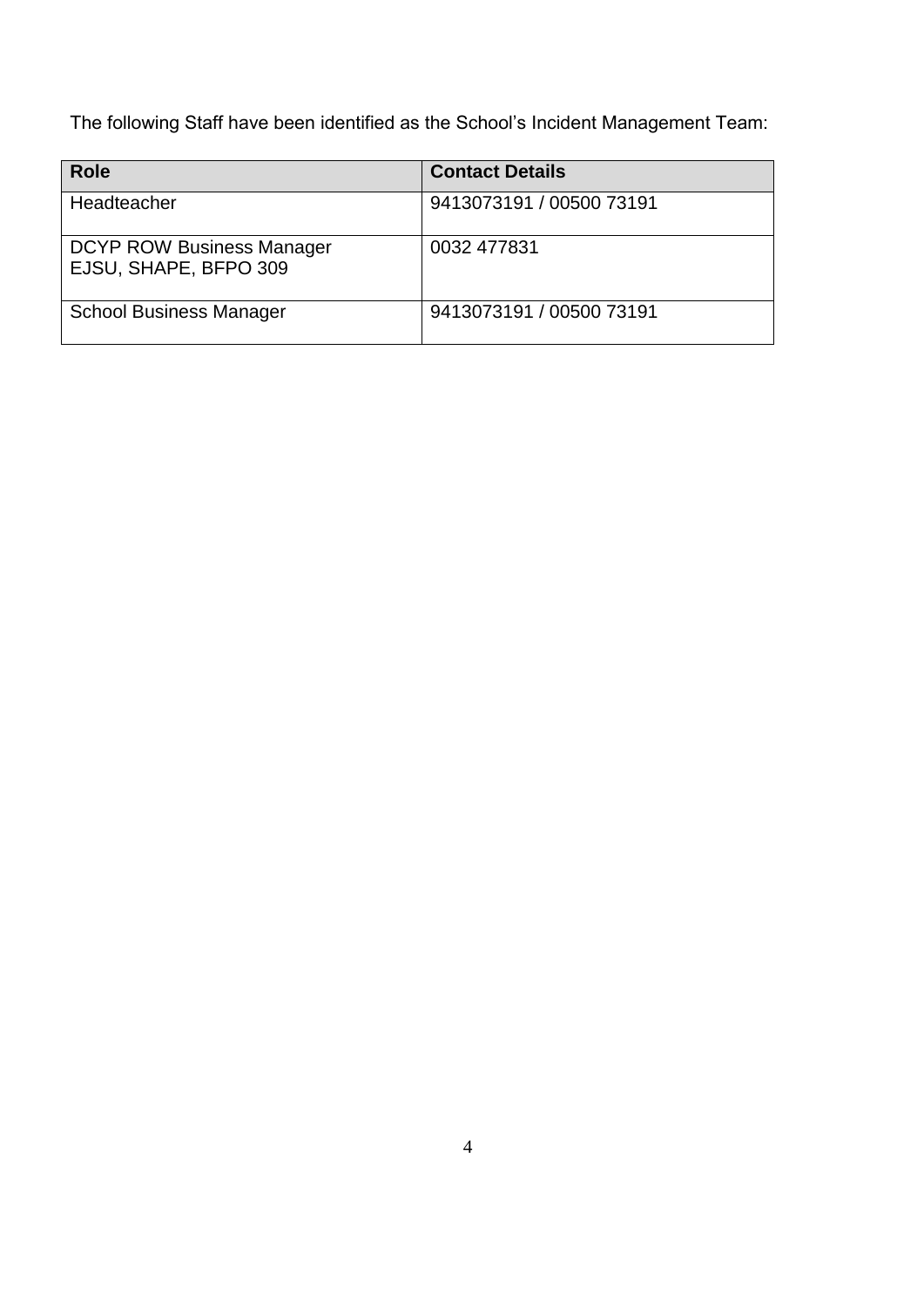The following Staff have been identified as the School's Incident Management Team:

| Role | Contact Details |
|---|---|
| Headteacher | 9413073191 / 00500 73191 |
| DCYP ROW Business Manager<br>EJSU, SHAPE, BFPO 309 | 0032 477831 |
| School Business Manager | 9413073191 / 00500 73191 |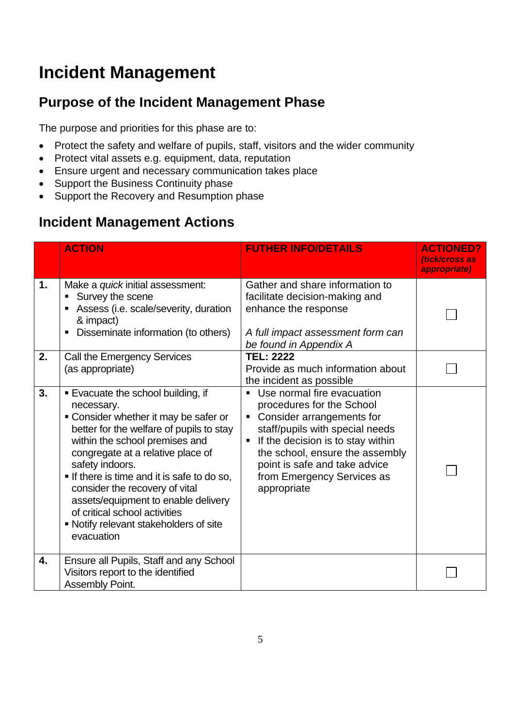# Incident Management

## Purpose of the Incident Management Phase

The purpose and priorities for this phase are to:

- Protect the safety and welfare of pupils, staff, visitors and the wider community
- Protect vital assets e.g. equipment, data, reputation
- Ensure urgent and necessary communication takes place
- Support the Business Continuity phase
- Support the Recovery and Resumption phase

## Incident Management Actions

| | ACTION | FUTHER INFO/DETAILS | ACTIONED? *(tick/cross as appropriate)* |
|---|---|---|---|
| **1.** | Make a *quick* initial assessment:<br>▪ Survey the scene<br>▪ Assess (i.e. scale/severity, duration & impact)<br>▪ Disseminate information (to others) | Gather and share information to facilitate decision-making and enhance the response<br><br>*A full impact assessment form can be found in Appendix A* | ☐ |
| **2.** | Call the Emergency Services (as appropriate) | **TEL: 2222**<br>Provide as much information about the incident as possible | ☐ |
| **3.** | ▪ Evacuate the school building, if necessary.<br>▪ Consider whether it may be safer or better for the welfare of pupils to stay within the school premises and congregate at a relative place of safety indoors.<br>▪ If there is time and it is safe to do so, consider the recovery of vital assets/equipment to enable delivery of critical school activities<br>▪ Notify relevant stakeholders of site evacuation | ▪ Use normal fire evacuation procedures for the School<br>▪ Consider arrangements for staff/pupils with special needs<br>▪ If the decision is to stay within the school, ensure the assembly point is safe and take advice from Emergency Services as appropriate | ☐ |
| **4.** | Ensure all Pupils, Staff and any School Visitors report to the identified Assembly Point. | | ☐ |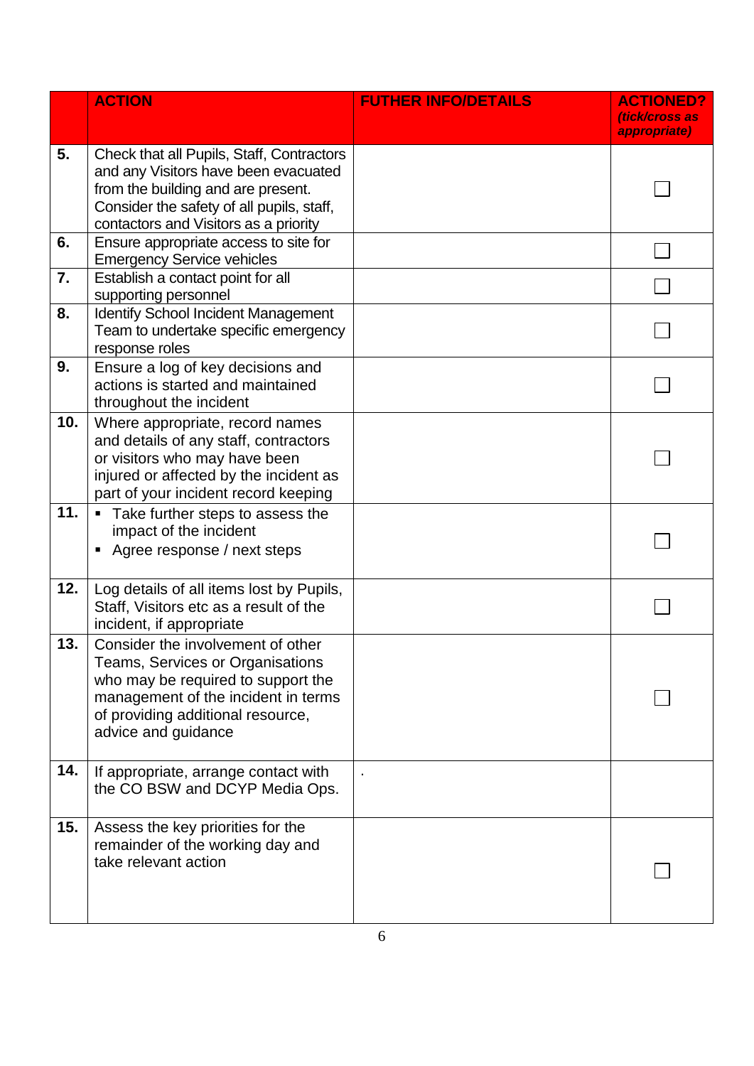| | ACTION | FUTHER INFO/DETAILS | ACTIONED? *(tick/cross as appropriate)* |
|---|---|---|---|
| **5.** | Check that all Pupils, Staff, Contractors and any Visitors have been evacuated from the building and are present. Consider the safety of all pupils, staff, contactors and Visitors as a priority | | ☐ |
| **6.** | Ensure appropriate access to site for Emergency Service vehicles | | ☐ |
| **7.** | Establish a contact point for all supporting personnel | | ☐ |
| **8.** | Identify School Incident Management Team to undertake specific emergency response roles | | ☐ |
| **9.** | Ensure a log of key decisions and actions is started and maintained throughout the incident | | ☐ |
| **10.** | Where appropriate, record names and details of any staff, contractors or visitors who may have been injured or affected by the incident as part of your incident record keeping | | ☐ |
| **11.** | ▪ Take further steps to assess the impact of the incident<br>▪ Agree response / next steps | | ☐ |
| **12.** | Log details of all items lost by Pupils, Staff, Visitors etc as a result of the incident, if appropriate | | ☐ |
| **13.** | Consider the involvement of other Teams, Services or Organisations who may be required to support the management of the incident in terms of providing additional resource, advice and guidance | | ☐ |
| **14.** | If appropriate, arrange contact with the CO BSW and DCYP Media Ops. | . | |
| **15.** | Assess the key priorities for the remainder of the working day and take relevant action | | ☐ |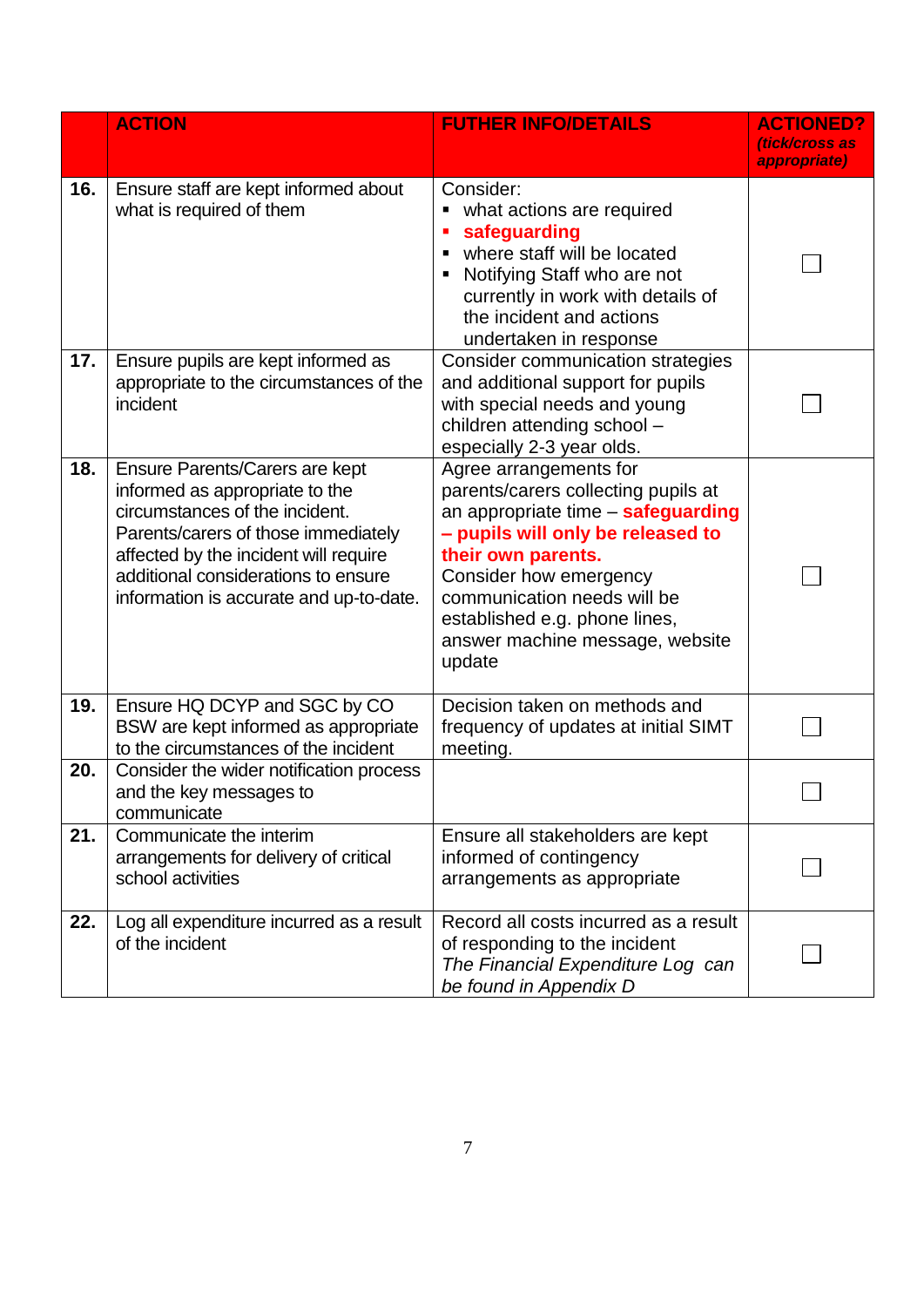| | ACTION | FUTHER INFO/DETAILS | ACTIONED? *(tick/cross as appropriate)* |
|---|---|---|---|
| **16.** | Ensure staff are kept informed about what is required of them | Consider:<br>▪ what actions are required<br>▪ **safeguarding**<br>▪ where staff will be located<br>▪ Notifying Staff who are not currently in work with details of the incident and actions undertaken in response | ☐ |
| **17.** | Ensure pupils are kept informed as appropriate to the circumstances of the incident | Consider communication strategies and additional support for pupils with special needs and young children attending school – especially 2-3 year olds. | ☐ |
| **18.** | Ensure Parents/Carers are kept informed as appropriate to the circumstances of the incident. Parents/carers of those immediately affected by the incident will require additional considerations to ensure information is accurate and up-to-date. | Agree arrangements for parents/carers collecting pupils at an appropriate time – **safeguarding – pupils will only be released to their own parents.**<br>Consider how emergency communication needs will be established e.g. phone lines, answer machine message, website update | ☐ |
| **19.** | Ensure HQ DCYP and SGC by CO BSW are kept informed as appropriate to the circumstances of the incident | Decision taken on methods and frequency of updates at initial SIMT meeting. | ☐ |
| **20.** | Consider the wider notification process and the key messages to communicate | | ☐ |
| **21.** | Communicate the interim arrangements for delivery of critical school activities | Ensure all stakeholders are kept informed of contingency arrangements as appropriate | ☐ |
| **22.** | Log all expenditure incurred as a result of the incident | Record all costs incurred as a result of responding to the incident<br>*The Financial Expenditure Log can be found in Appendix D* | ☐ |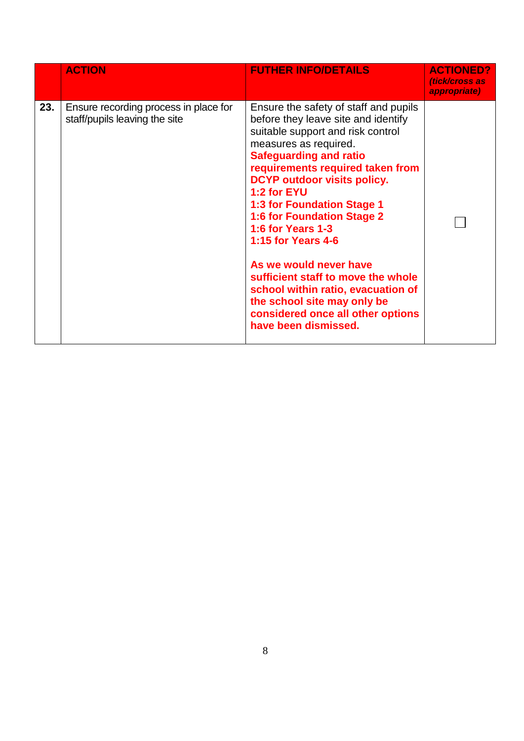| | ACTION | FUTHER INFO/DETAILS | ACTIONED? *(tick/cross as appropriate)* |
|---|---|---|---|
| **23.** | Ensure recording process in place for staff/pupils leaving the site | Ensure the safety of staff and pupils before they leave site and identify suitable support and risk control measures as required. **Safeguarding and ratio requirements required taken from DCYP outdoor visits policy.** **1:2 for EYU** **1:3 for Foundation Stage 1** **1:6 for Foundation Stage 2** **1:6 for Years 1-3** **1:15 for Years 4-6** **As we would never have sufficient staff to move the whole school within ratio, evacuation of the school site may only be considered once all other options have been dismissed.** | ☐ |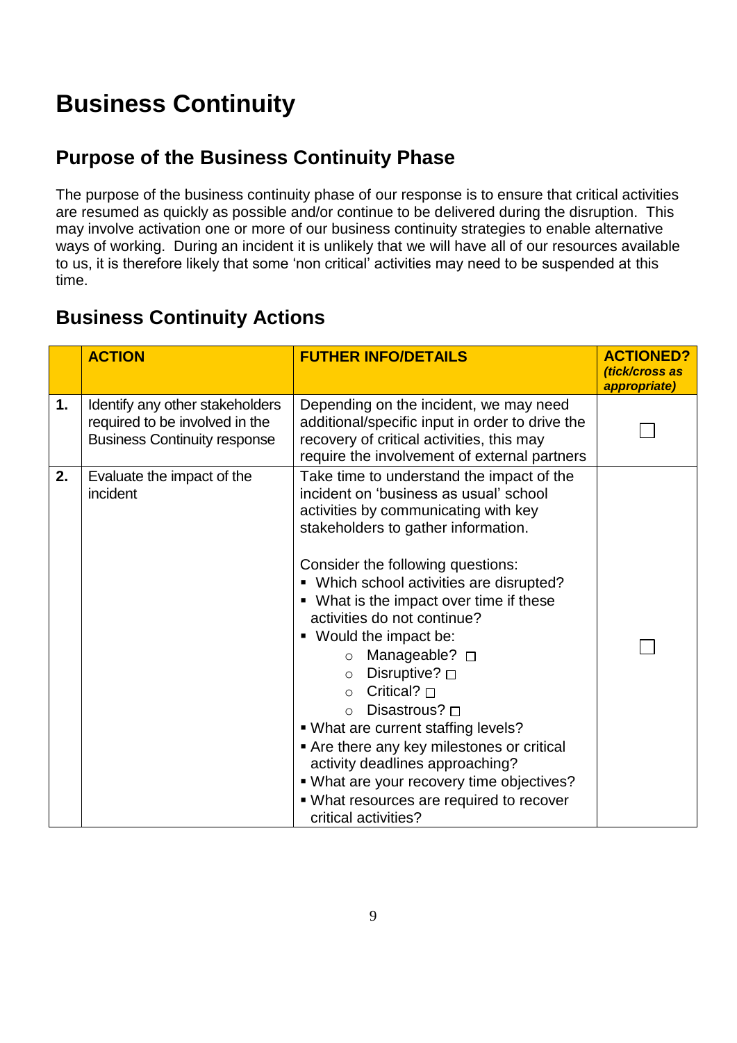# Business Continuity

## Purpose of the Business Continuity Phase

The purpose of the business continuity phase of our response is to ensure that critical activities are resumed as quickly as possible and/or continue to be delivered during the disruption. This may involve activation one or more of our business continuity strategies to enable alternative ways of working. During an incident it is unlikely that we will have all of our resources available to us, it is therefore likely that some 'non critical' activities may need to be suspended at this time.

## Business Continuity Actions

| | ACTION | FUTHER INFO/DETAILS | ACTIONED? *(tick/cross as appropriate)* |
|---|---|---|---|
| **1.** | Identify any other stakeholders required to be involved in the Business Continuity response | Depending on the incident, we may need additional/specific input in order to drive the recovery of critical activities, this may require the involvement of external partners | ☐ |
| **2.** | Evaluate the impact of the incident | Take time to understand the impact of the incident on 'business as usual' school activities by communicating with key stakeholders to gather information.<br><br>Consider the following questions:<br>▪ Which school activities are disrupted?<br>▪ What is the impact over time if these activities do not continue?<br>▪ Would the impact be:<br>○ Manageable? ☐<br>○ Disruptive? ☐<br>○ Critical? ☐<br>○ Disastrous? ☐<br>▪ What are current staffing levels?<br>▪ Are there any key milestones or critical activity deadlines approaching?<br>▪ What are your recovery time objectives?<br>▪ What resources are required to recover critical activities? | ☐ |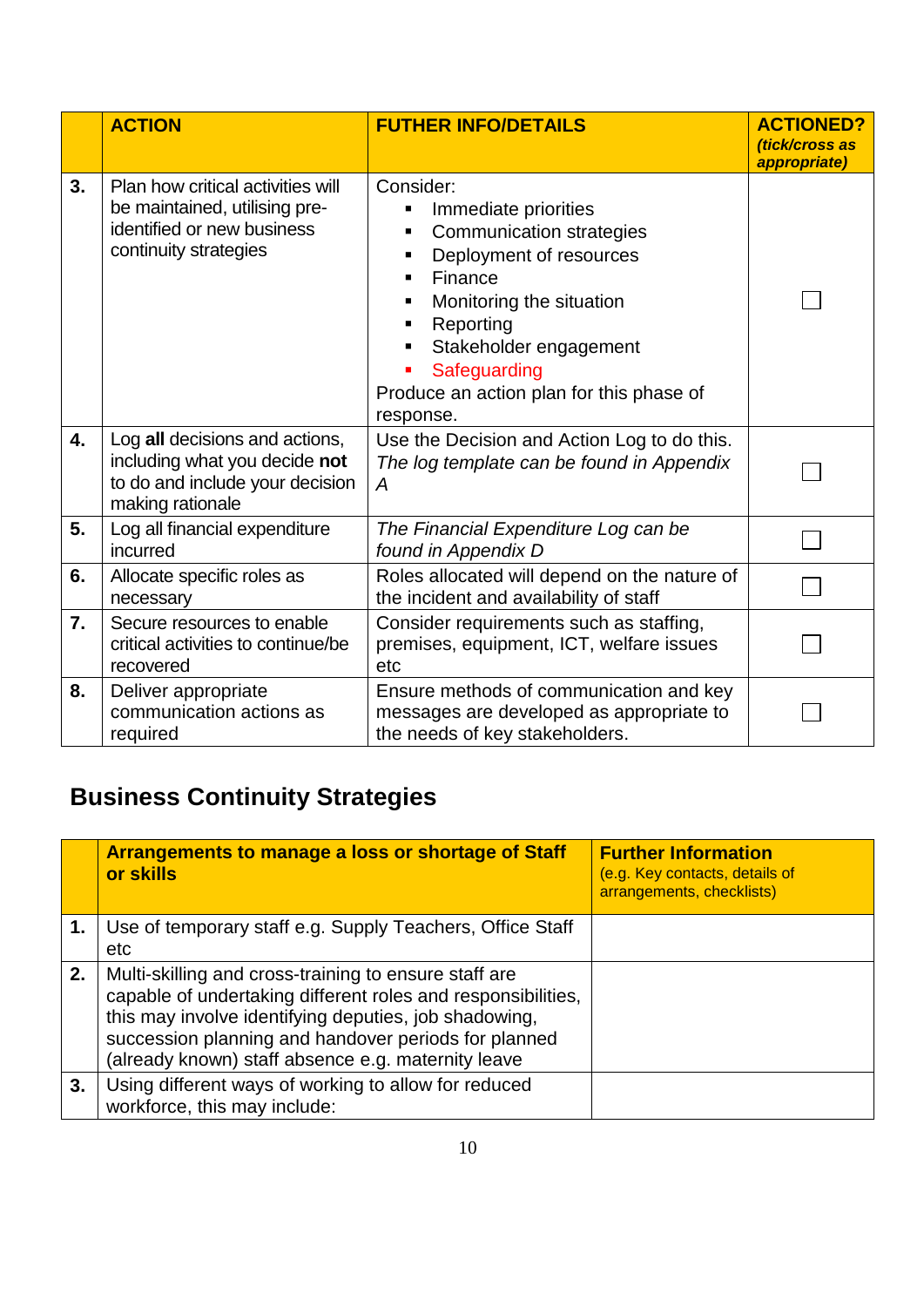| | ACTION | FUTHER INFO/DETAILS | ACTIONED? *(tick/cross as appropriate)* |
|---|---|---|---|
| **3.** | Plan how critical activities will be maintained, utilising pre-identified or new business continuity strategies | Consider: <br>▪ Immediate priorities <br>▪ Communication strategies <br>▪ Deployment of resources <br>▪ Finance <br>▪ Monitoring the situation <br>▪ Reporting <br>▪ Stakeholder engagement <br>▪ Safeguarding <br>Produce an action plan for this phase of response. | ☐ |
| **4.** | Log **all** decisions and actions, including what you decide **not** to do and include your decision making rationale | Use the Decision and Action Log to do this. *The log template can be found in Appendix A* | ☐ |
| **5.** | Log all financial expenditure incurred | *The Financial Expenditure Log can be found in Appendix D* | ☐ |
| **6.** | Allocate specific roles as necessary | Roles allocated will depend on the nature of the incident and availability of staff | ☐ |
| **7.** | Secure resources to enable critical activities to continue/be recovered | Consider requirements such as staffing, premises, equipment, ICT, welfare issues etc | ☐ |
| **8.** | Deliver appropriate communication actions as required | Ensure methods of communication and key messages are developed as appropriate to the needs of key stakeholders. | ☐ |

## Business Continuity Strategies

| | Arrangements to manage a loss or shortage of Staff or skills | Further Information (e.g. Key contacts, details of arrangements, checklists) |
|---|---|---|
| **1.** | Use of temporary staff e.g. Supply Teachers, Office Staff etc | |
| **2.** | Multi-skilling and cross-training to ensure staff are capable of undertaking different roles and responsibilities, this may involve identifying deputies, job shadowing, succession planning and handover periods for planned (already known) staff absence e.g. maternity leave | |
| **3.** | Using different ways of working to allow for reduced workforce, this may include: | |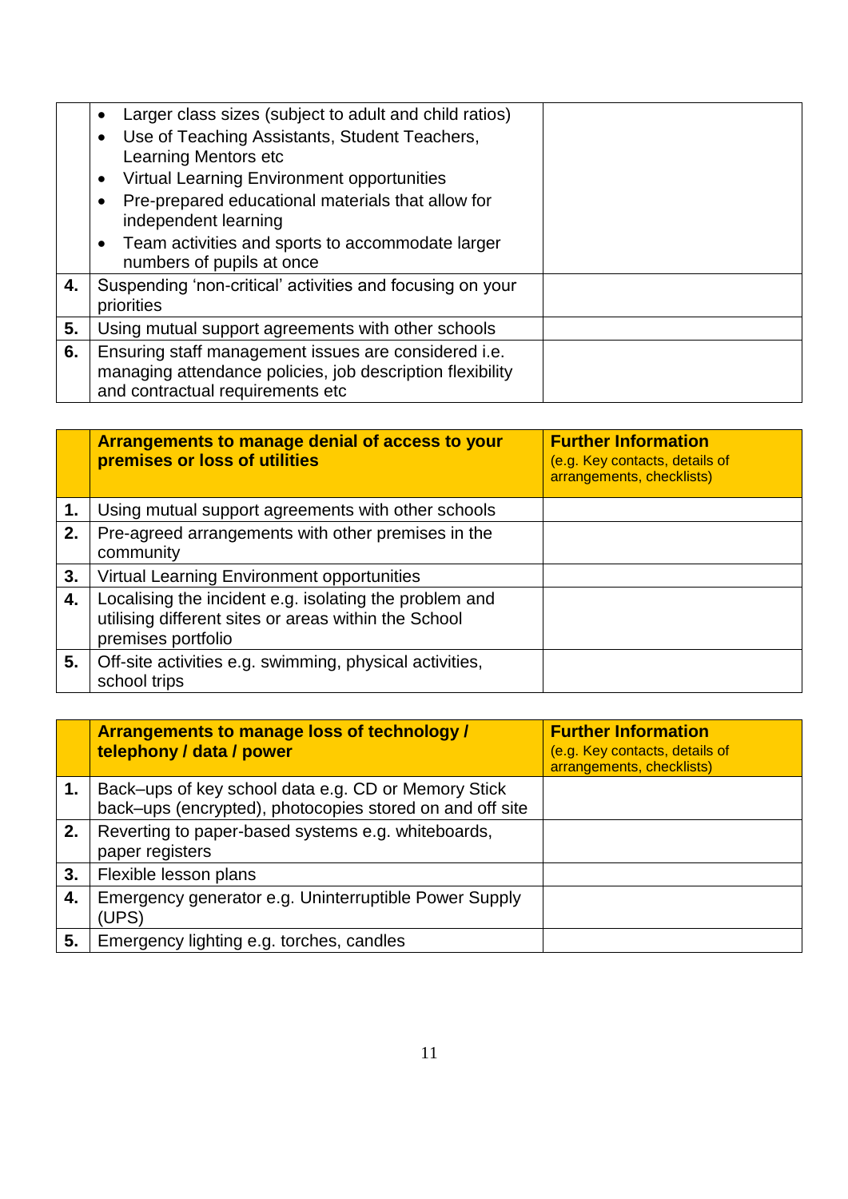| | | |
|---|---|---|
| | • Larger class sizes (subject to adult and child ratios)<br>• Use of Teaching Assistants, Student Teachers, Learning Mentors etc<br>• Virtual Learning Environment opportunities<br>• Pre-prepared educational materials that allow for independent learning<br>• Team activities and sports to accommodate larger numbers of pupils at once | |
| **4.** | Suspending 'non-critical' activities and focusing on your priorities | |
| **5.** | Using mutual support agreements with other schools | |
| **6.** | Ensuring staff management issues are considered i.e. managing attendance policies, job description flexibility and contractual requirements etc | |

| | **Arrangements to manage denial of access to your premises or loss of utilities** | **Further Information**<br>(e.g. Key contacts, details of arrangements, checklists) |
|---|---|---|
| **1.** | Using mutual support agreements with other schools | |
| **2.** | Pre-agreed arrangements with other premises in the community | |
| **3.** | Virtual Learning Environment opportunities | |
| **4.** | Localising the incident e.g. isolating the problem and utilising different sites or areas within the School premises portfolio | |
| **5.** | Off-site activities e.g. swimming, physical activities, school trips | |

| | **Arrangements to manage loss of technology / telephony / data / power** | **Further Information**<br>(e.g. Key contacts, details of arrangements, checklists) |
|---|---|---|
| **1.** | Back–ups of key school data e.g. CD or Memory Stick back–ups (encrypted), photocopies stored on and off site | |
| **2.** | Reverting to paper-based systems e.g. whiteboards, paper registers | |
| **3.** | Flexible lesson plans | |
| **4.** | Emergency generator e.g. Uninterruptible Power Supply (UPS) | |
| **5.** | Emergency lighting e.g. torches, candles | |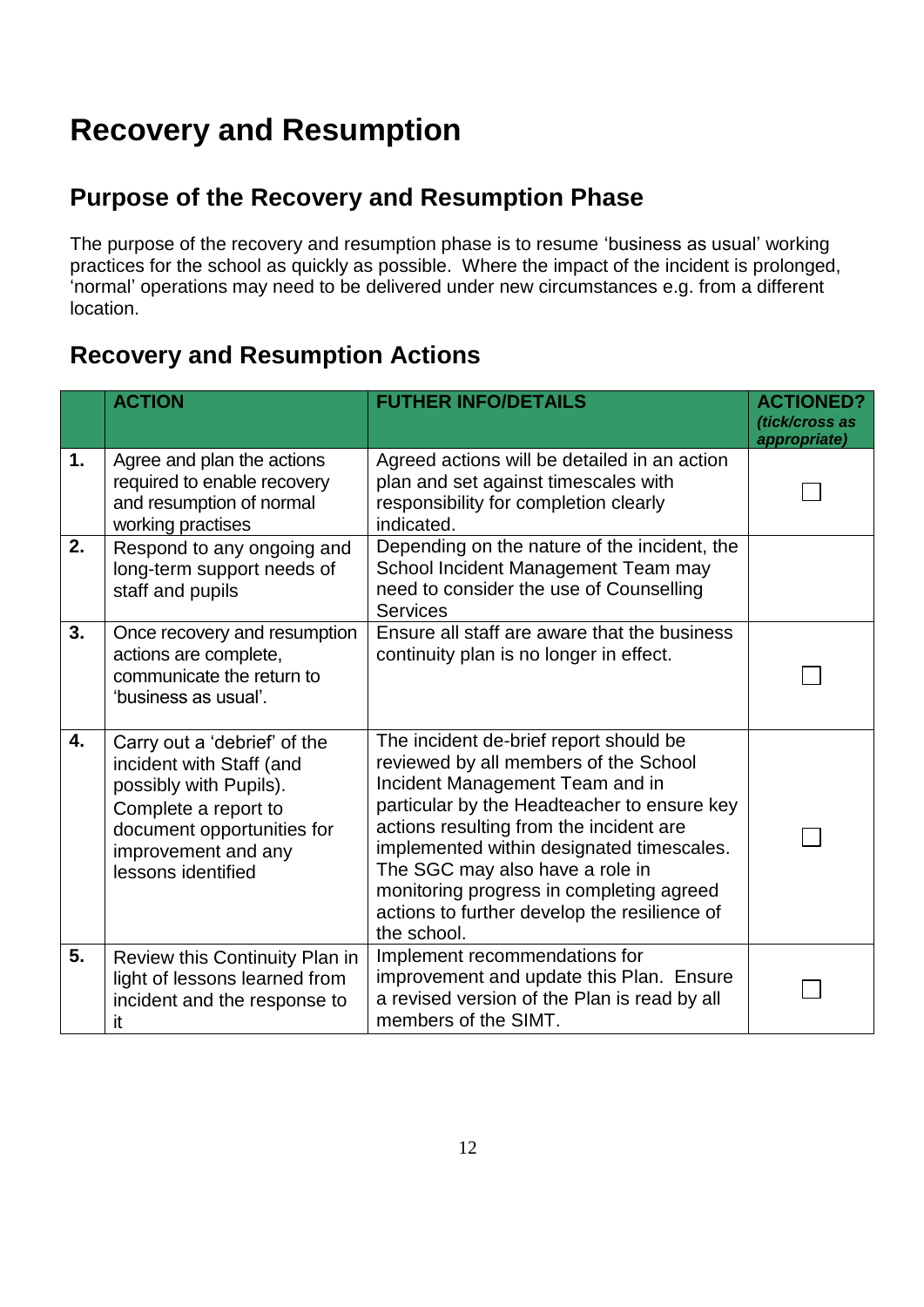# Recovery and Resumption

## Purpose of the Recovery and Resumption Phase

The purpose of the recovery and resumption phase is to resume 'business as usual' working practices for the school as quickly as possible. Where the impact of the incident is prolonged, 'normal' operations may need to be delivered under new circumstances e.g. from a different location.

## Recovery and Resumption Actions

| | ACTION | FUTHER INFO/DETAILS | ACTIONED? *(tick/cross as appropriate)* |
|---|---|---|---|
| **1.** | Agree and plan the actions required to enable recovery and resumption of normal working practises | Agreed actions will be detailed in an action plan and set against timescales with responsibility for completion clearly indicated. | ☐ |
| **2.** | Respond to any ongoing and long-term support needs of staff and pupils | Depending on the nature of the incident, the School Incident Management Team may need to consider the use of Counselling Services | |
| **3.** | Once recovery and resumption actions are complete, communicate the return to 'business as usual'. | Ensure all staff are aware that the business continuity plan is no longer in effect. | ☐ |
| **4.** | Carry out a 'debrief' of the incident with Staff (and possibly with Pupils). Complete a report to document opportunities for improvement and any lessons identified | The incident de-brief report should be reviewed by all members of the School Incident Management Team and in particular by the Headteacher to ensure key actions resulting from the incident are implemented within designated timescales. The SGC may also have a role in monitoring progress in completing agreed actions to further develop the resilience of the school. | ☐ |
| **5.** | Review this Continuity Plan in light of lessons learned from incident and the response to it | Implement recommendations for improvement and update this Plan. Ensure a revised version of the Plan is read by all members of the SIMT. | ☐ |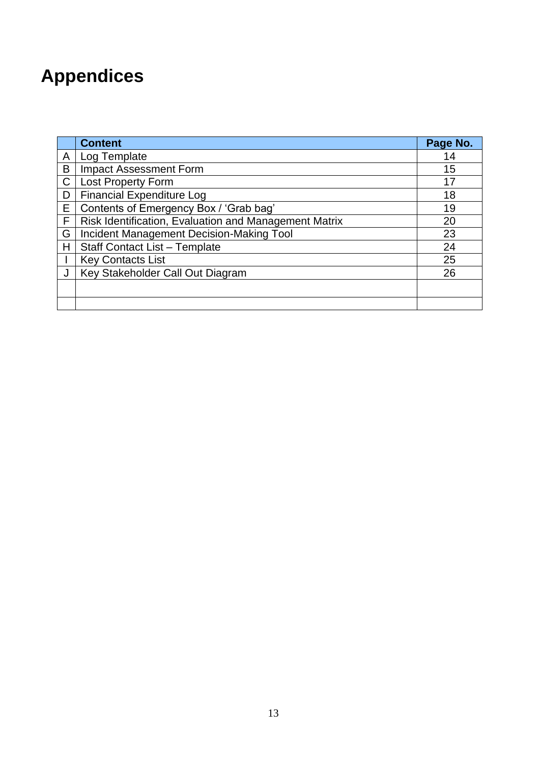# Appendices

| | Content | Page No. |
|---|---|---|
| A | Log Template | 14 |
| B | Impact Assessment Form | 15 |
| C | Lost Property Form | 17 |
| D | Financial Expenditure Log | 18 |
| E | Contents of Emergency Box / 'Grab bag' | 19 |
| F | Risk Identification, Evaluation and Management Matrix | 20 |
| G | Incident Management Decision-Making Tool | 23 |
| H | Staff Contact List – Template | 24 |
| I | Key Contacts List | 25 |
| J | Key Stakeholder Call Out Diagram | 26 |
| | | |
| | | |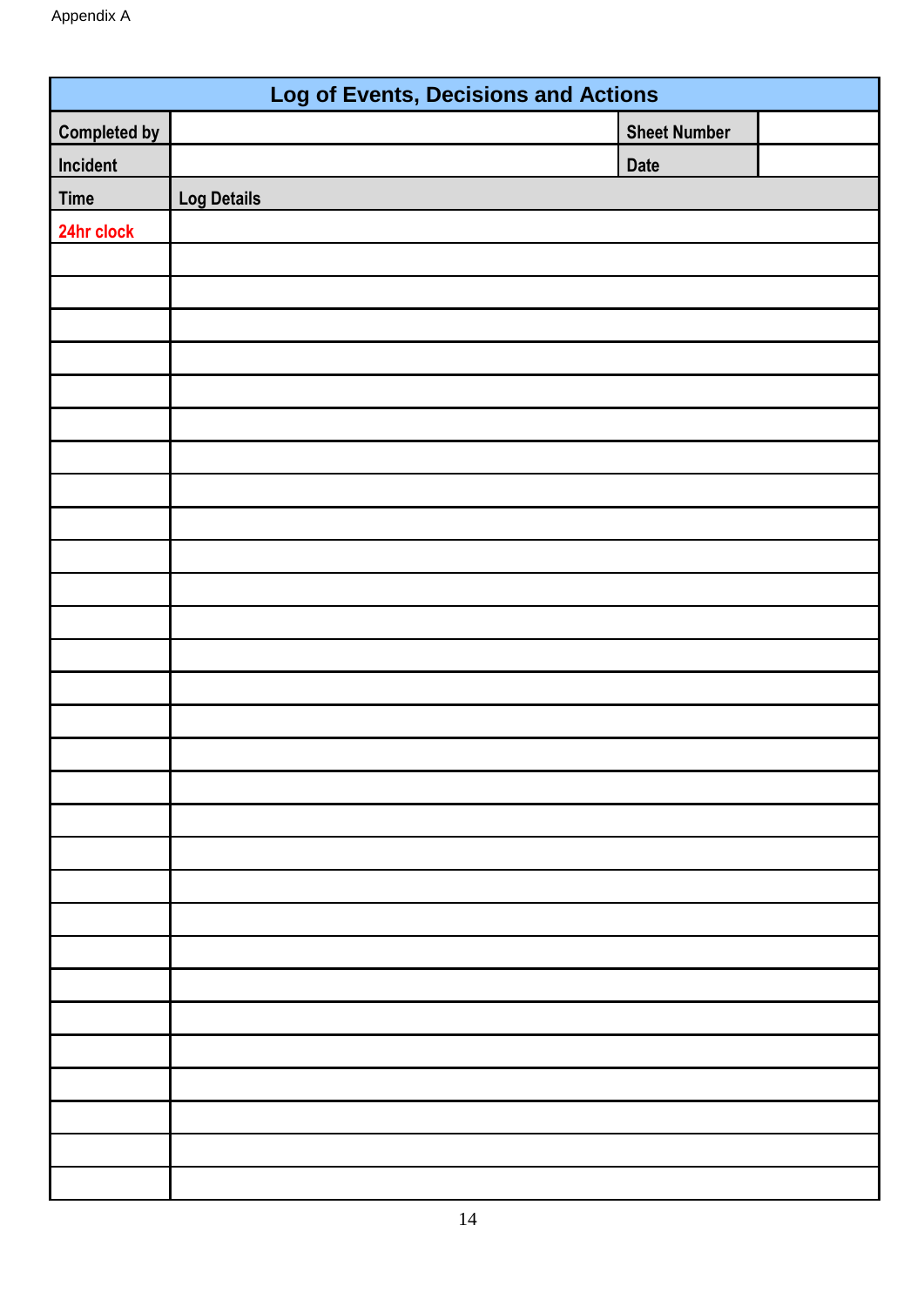Appendix A

| Log of Events, Decisions and Actions | | | |
|---|---|---|---|
| **Completed by** | | **Sheet Number** | |
| **Incident** | | **Date** | |
| **Time** | **Log Details** | | |
| **24hr clock** | | | |
| | | | |
| | | | |
| | | | |
| | | | |
| | | | |
| | | | |
| | | | |
| | | | |
| | | | |
| | | | |
| | | | |
| | | | |
| | | | |
| | | | |
| | | | |
| | | | |
| | | | |
| | | | |
| | | | |
| | | | |
| | | | |
| | | | |
| | | | |
| | | | |
| | | | |
| | | | |
| | | | |
| | | | |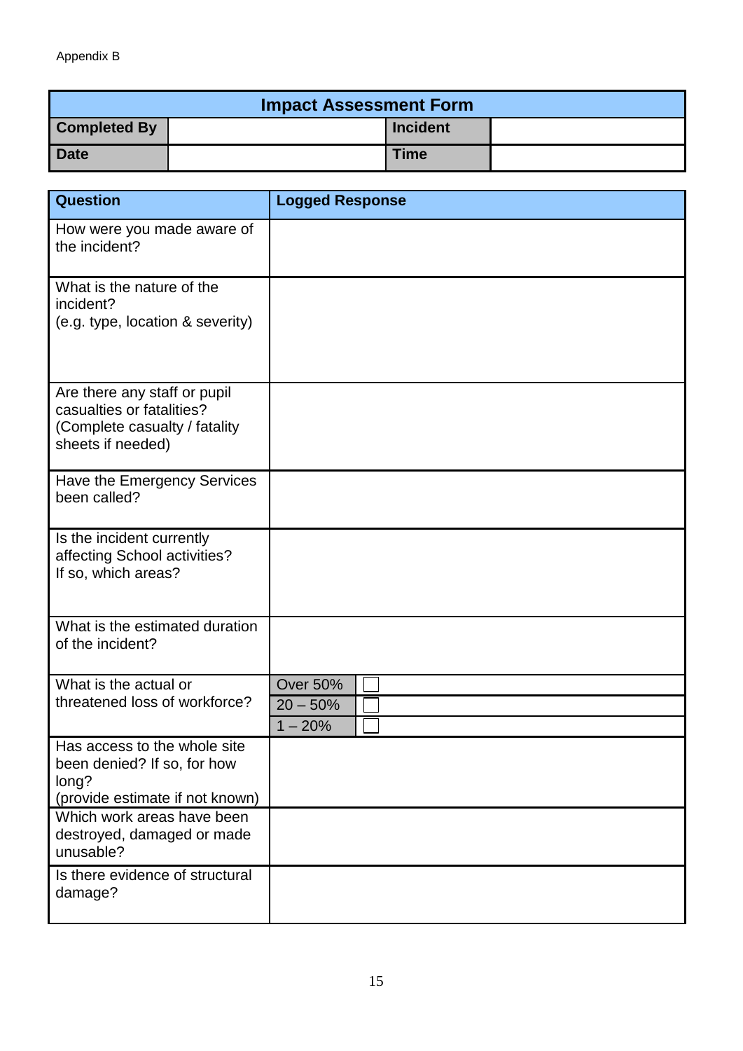Appendix B

| Impact Assessment Form | | | |
|---|---|---|---|
| **Completed By** | | **Incident** | |
| **Date** | | **Time** | |

| Question | Logged Response | |
|---|---|---|
| How were you made aware of the incident? | | |
| What is the nature of the incident?<br>(e.g. type, location & severity) | | |
| Are there any staff or pupil casualties or fatalities?<br>(Complete casualty / fatality sheets if needed) | | |
| Have the Emergency Services been called? | | |
| Is the incident currently affecting School activities?<br>If so, which areas? | | |
| What is the estimated duration of the incident? | | |
| What is the actual or threatened loss of workforce? | Over 50% | ☐ |
| | 20 – 50% | ☐ |
| | 1 – 20% | ☐ |
| Has access to the whole site been denied? If so, for how long?<br>(provide estimate if not known) | | |
| Which work areas have been destroyed, damaged or made unusable? | | |
| Is there evidence of structural damage? | | |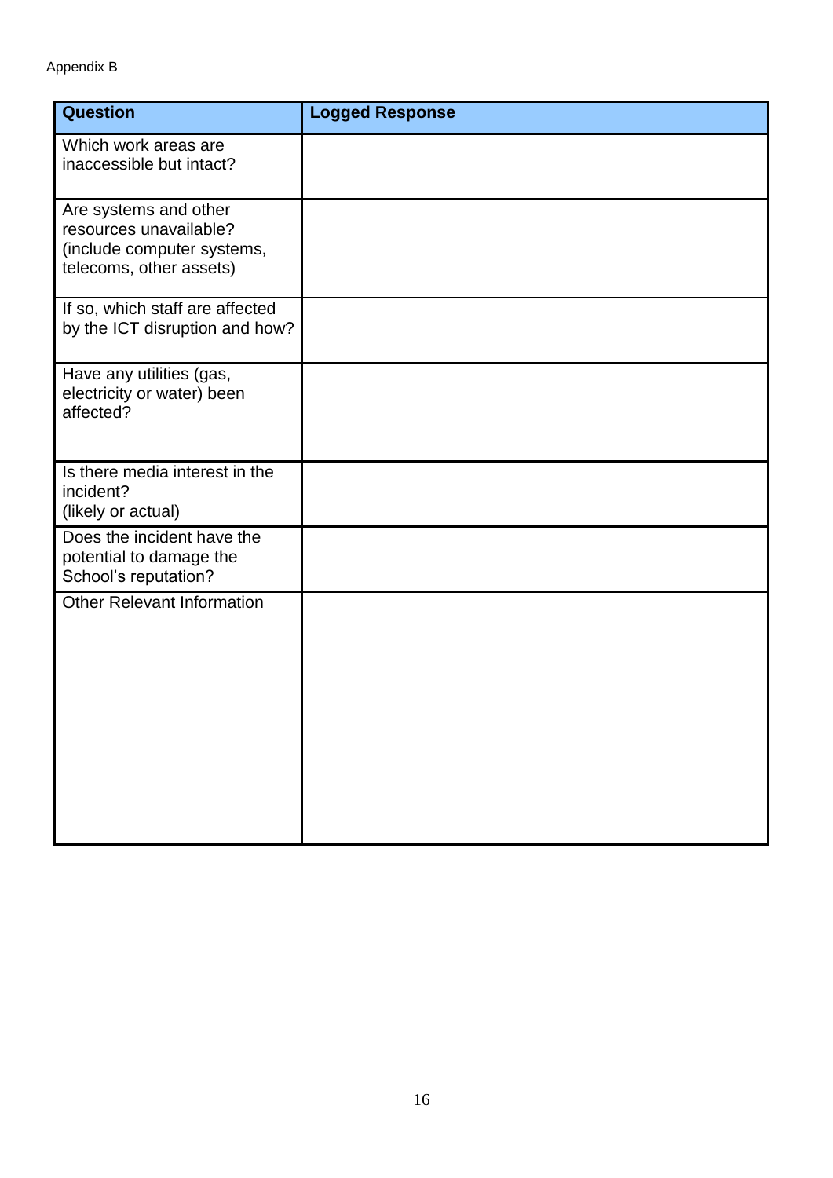Appendix B

| Question | Logged Response |
| --- | --- |
| Which work areas are inaccessible but intact? | |
| Are systems and other resources unavailable? (include computer systems, telecoms, other assets) | |
| If so, which staff are affected by the ICT disruption and how? | |
| Have any utilities (gas, electricity or water) been affected? | |
| Is there media interest in the incident? (likely or actual) | |
| Does the incident have the potential to damage the School's reputation? | |
| Other Relevant Information | |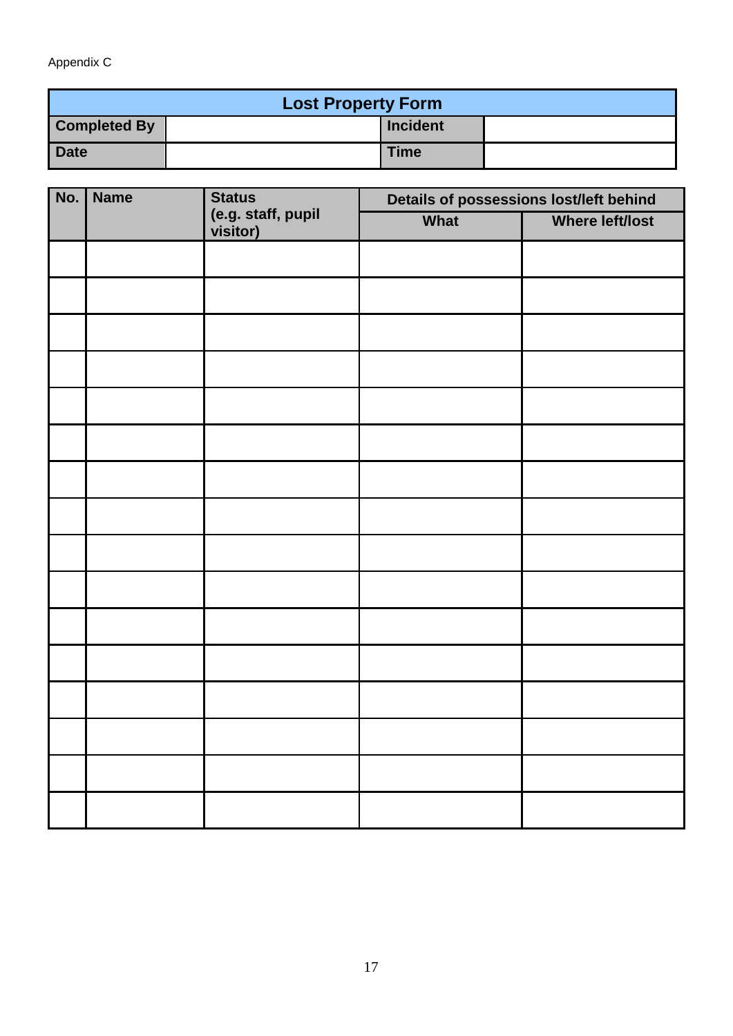Appendix C

| Lost Property Form | | | |
|---|---|---|---|
| **Completed By** | | **Incident** | |
| **Date** | | **Time** | |

| **No.** | **Name** | **Status (e.g. staff, pupil visitor)** | **Details of possessions lost/left behind** | |
|---|---|---|---|---|
| | | | **What** | **Where left/lost** |
| | | | | |
| | | | | |
| | | | | |
| | | | | |
| | | | | |
| | | | | |
| | | | | |
| | | | | |
| | | | | |
| | | | | |
| | | | | |
| | | | | |
| | | | | |
| | | | | |
| | | | | |
| | | | | |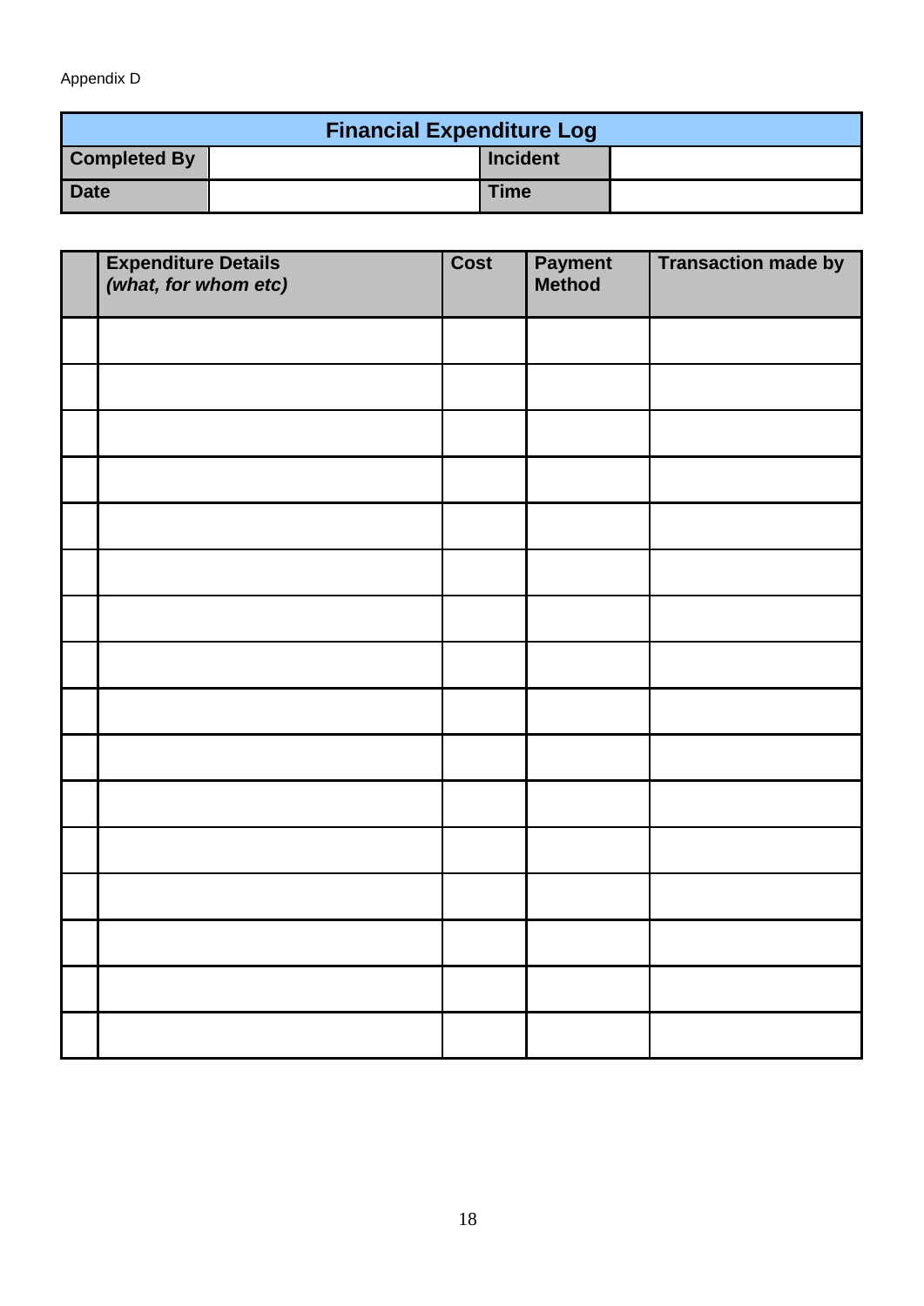Appendix D

| Financial Expenditure Log | | | |
|---|---|---|---|
| **Completed By** | | **Incident** | |
| **Date** | | **Time** | |

| | **Expenditure Details** ***(what, for whom etc)*** | **Cost** | **Payment Method** | **Transaction made by** |
|---|---|---|---|---|
| | | | | |
| | | | | |
| | | | | |
| | | | | |
| | | | | |
| | | | | |
| | | | | |
| | | | | |
| | | | | |
| | | | | |
| | | | | |
| | | | | |
| | | | | |
| | | | | |
| | | | | |
| | | | | |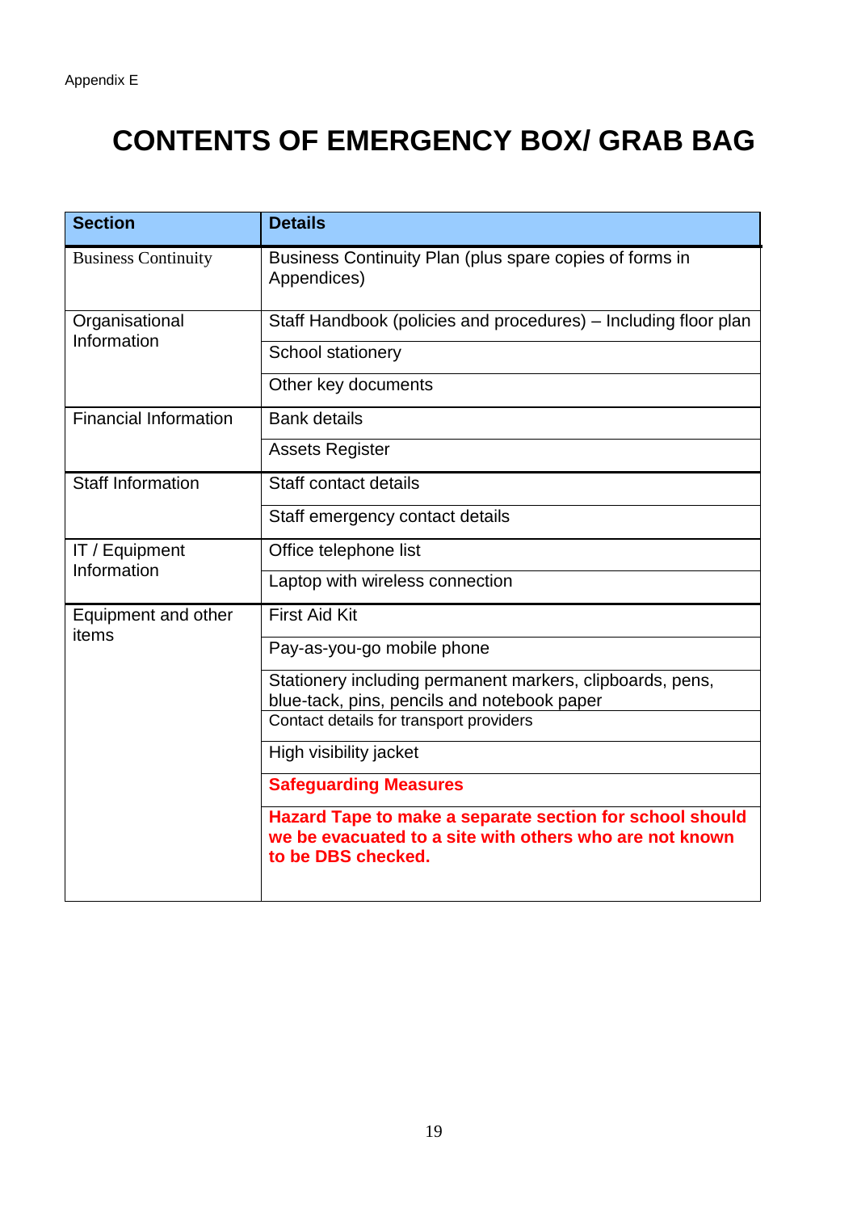Appendix E

# CONTENTS OF EMERGENCY BOX/ GRAB BAG

| Section | Details |
|---|---|
| Business Continuity | Business Continuity Plan (plus spare copies of forms in Appendices) |
| Organisational Information | Staff Handbook (policies and procedures) – Including floor plan |
| | School stationery |
| | Other key documents |
| Financial Information | Bank details |
| | Assets Register |
| Staff Information | Staff contact details |
| | Staff emergency contact details |
| IT / Equipment Information | Office telephone list |
| | Laptop with wireless connection |
| Equipment and other items | First Aid Kit |
| | Pay-as-you-go mobile phone |
| | Stationery including permanent markers, clipboards, pens, blue-tack, pins, pencils and notebook paper |
| | Contact details for transport providers |
| | High visibility jacket |
| | **Safeguarding Measures** |
| | **Hazard Tape to make a separate section for school should we be evacuated to a site with others who are not known to be DBS checked.** |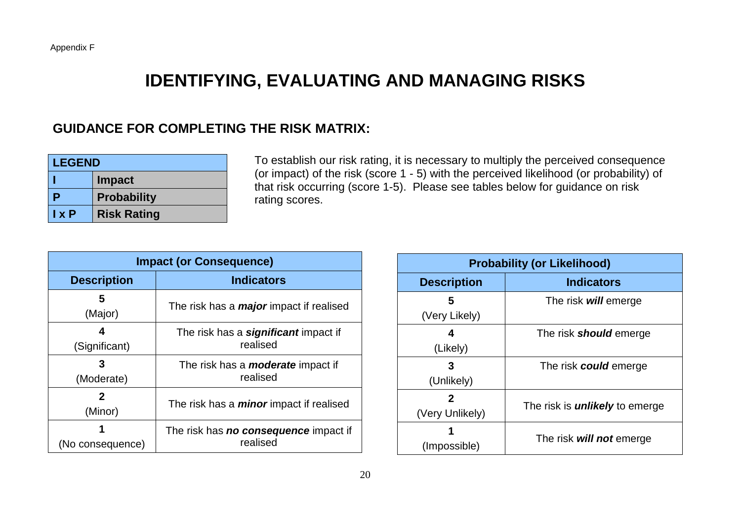Appendix F

# IDENTIFYING, EVALUATING AND MANAGING RISKS

## GUIDANCE FOR COMPLETING THE RISK MATRIX:

| LEGEND | |
|---|---|
| **I** | **Impact** |
| **P** | **Probability** |
| **I x P** | **Risk Rating** |

To establish our risk rating, it is necessary to multiply the perceived consequence (or impact) of the risk (score 1 - 5) with the perceived likelihood (or probability) of that risk occurring (score 1-5). Please see tables below for guidance on risk rating scores.

| **Impact (or Consequence)** | |
|---|---|
| **Description** | **Indicators** |
| **5** (Major) | The risk has a ***major*** impact if realised |
| **4** (Significant) | The risk has a ***significant*** impact if realised |
| **3** (Moderate) | The risk has a ***moderate*** impact if realised |
| **2** (Minor) | The risk has a ***minor*** impact if realised |
| **1** (No consequence) | The risk has ***no consequence*** impact if realised |

| **Probability (or Likelihood)** | |
|---|---|
| **Description** | **Indicators** |
| **5** (Very Likely) | The risk ***will*** emerge |
| **4** (Likely) | The risk ***should*** emerge |
| **3** (Unlikely) | The risk ***could*** emerge |
| **2** (Very Unlikely) | The risk is ***unlikely*** to emerge |
| **1** (Impossible) | The risk ***will not*** emerge |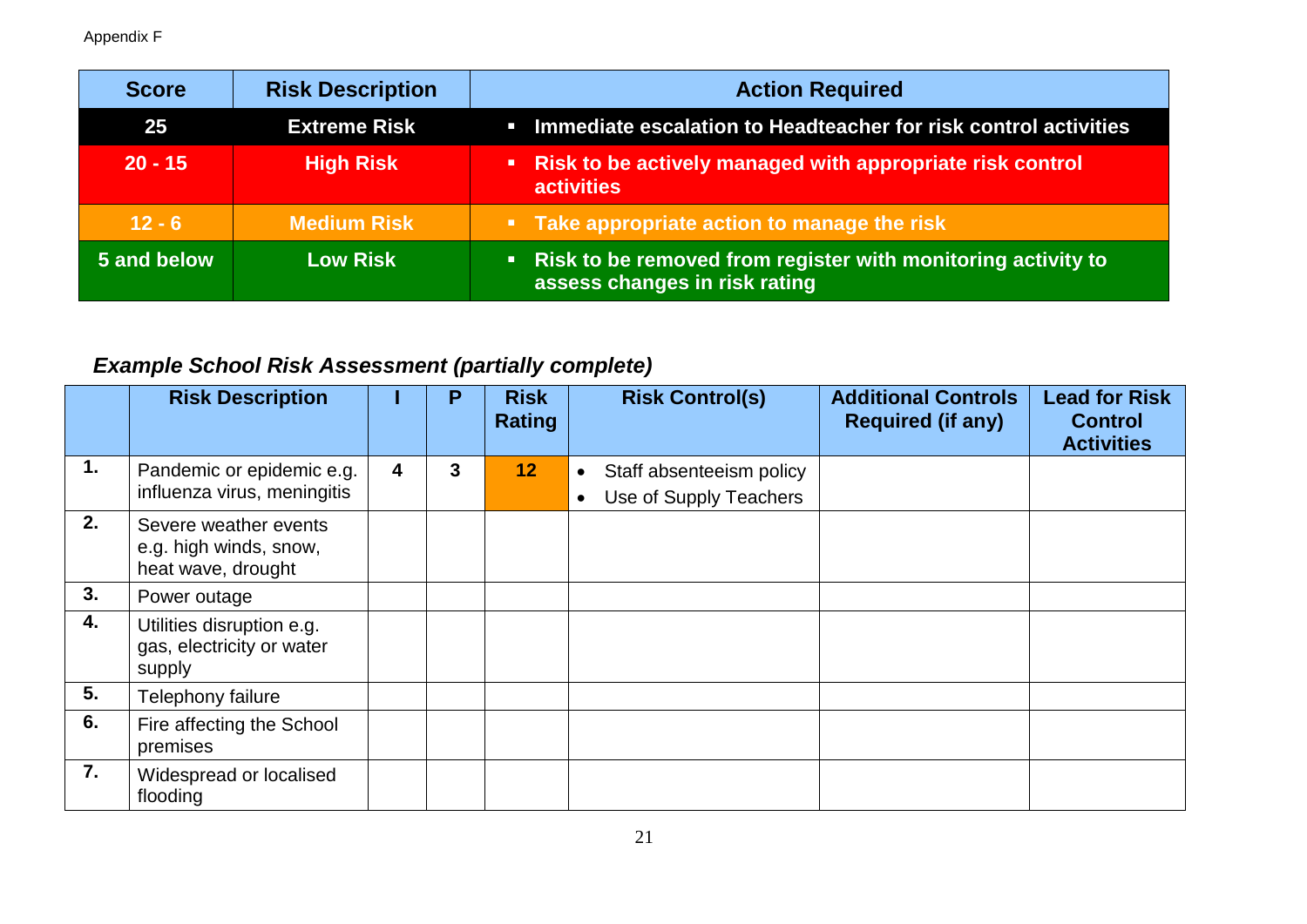Appendix F

| Score | Risk Description | Action Required |
|---|---|---|
| 25 | Extreme Risk | ▪ Immediate escalation to Headteacher for risk control activities |
| 20 - 15 | High Risk | ▪ Risk to be actively managed with appropriate risk control activities |
| 12 - 6 | Medium Risk | ▪ Take appropriate action to manage the risk |
| 5 and below | Low Risk | ▪ Risk to be removed from register with monitoring activity to assess changes in risk rating |

***Example School Risk Assessment (partially complete)***

| | Risk Description | I | P | Risk Rating | Risk Control(s) | Additional Controls Required (if any) | Lead for Risk Control Activities |
|---|---|---|---|---|---|---|---|
| 1. | Pandemic or epidemic e.g. influenza virus, meningitis | 4 | 3 | 12 | • Staff absenteeism policy<br>• Use of Supply Teachers | | |
| 2. | Severe weather events e.g. high winds, snow, heat wave, drought | | | | | | |
| 3. | Power outage | | | | | | |
| 4. | Utilities disruption e.g. gas, electricity or water supply | | | | | | |
| 5. | Telephony failure | | | | | | |
| 6. | Fire affecting the School premises | | | | | | |
| 7. | Widespread or localised flooding | | | | | | |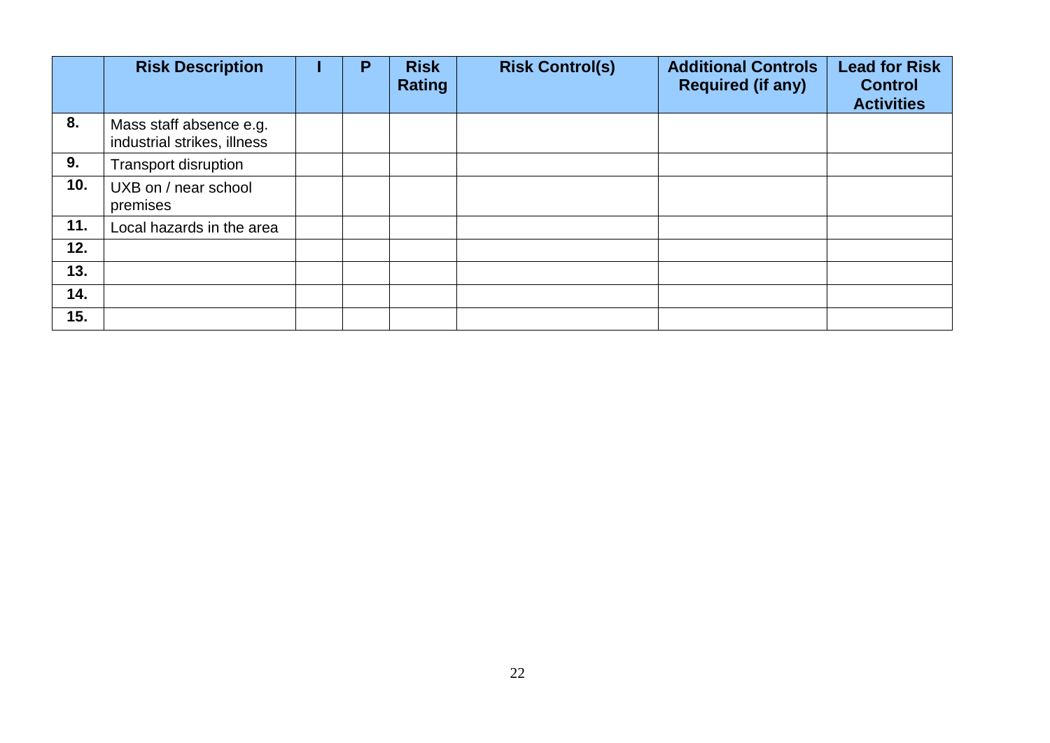| | Risk Description | I | P | Risk Rating | Risk Control(s) | Additional Controls Required (if any) | Lead for Risk Control Activities |
|---|---|---|---|---|---|---|---|
| **8.** | Mass staff absence e.g. industrial strikes, illness | | | | | | |
| **9.** | Transport disruption | | | | | | |
| **10.** | UXB on / near school premises | | | | | | |
| **11.** | Local hazards in the area | | | | | | |
| **12.** | | | | | | | |
| **13.** | | | | | | | |
| **14.** | | | | | | | |
| **15.** | | | | | | | |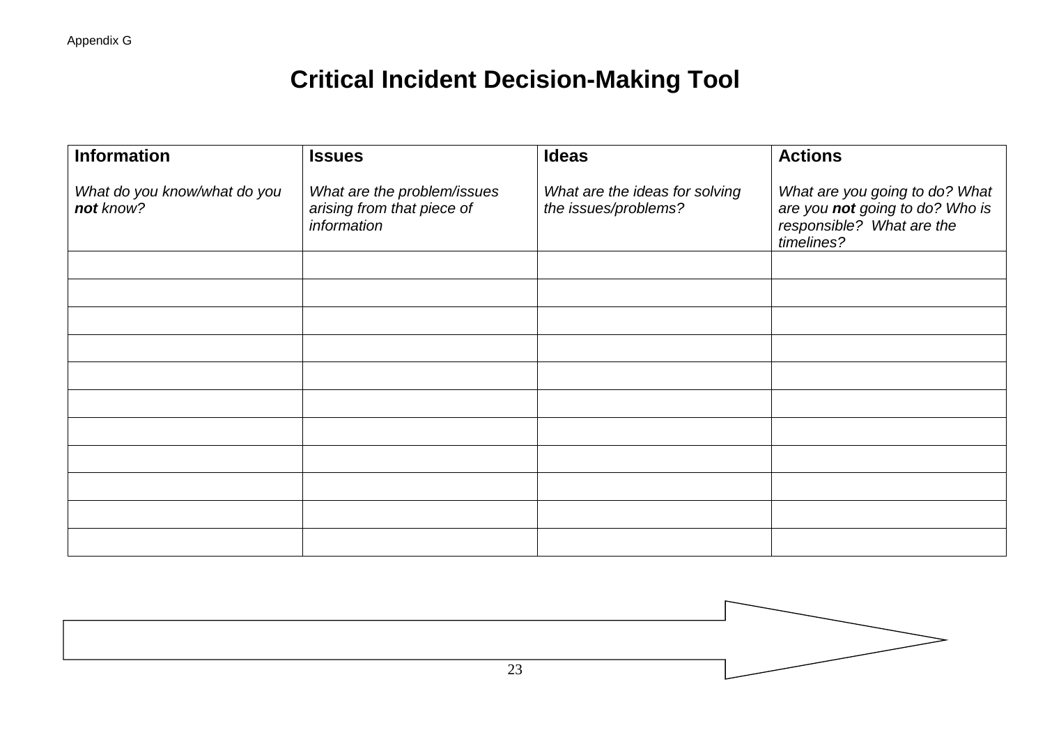Appendix G

# Critical Incident Decision-Making Tool

| **Information**<br><br>*What do you know/what do you **not** know?* | **Issues**<br><br>*What are the problem/issues arising from that piece of information* | **Ideas**<br><br>*What are the ideas for solving the issues/problems?* | **Actions**<br><br>*What are you going to do? What are you **not** going to do? Who is responsible? What are the timelines?* |
|---|---|---|---|
| | | | |
| | | | |
| | | | |
| | | | |
| | | | |
| | | | |
| | | | |
| | | | |
| | | | |
| | | | |
| | | | |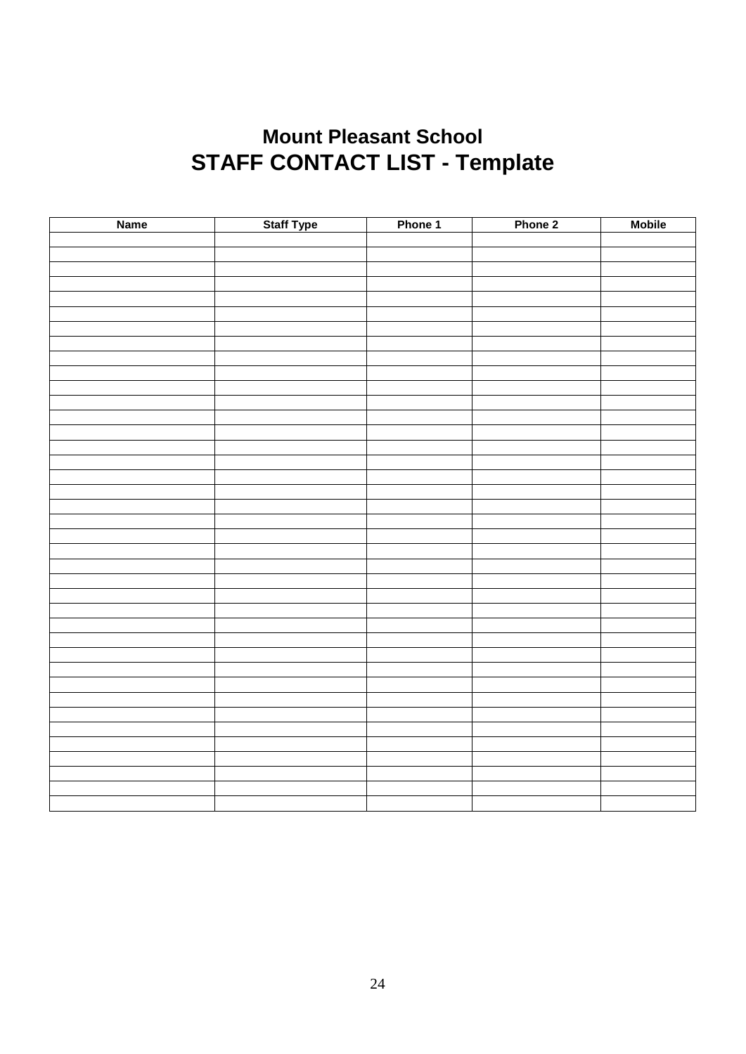# Mount Pleasant School
# STAFF CONTACT LIST - Template

| Name | Staff Type | Phone 1 | Phone 2 | Mobile |
|---|---|---|---|---|
| | | | | |
| | | | | |
| | | | | |
| | | | | |
| | | | | |
| | | | | |
| | | | | |
| | | | | |
| | | | | |
| | | | | |
| | | | | |
| | | | | |
| | | | | |
| | | | | |
| | | | | |
| | | | | |
| | | | | |
| | | | | |
| | | | | |
| | | | | |
| | | | | |
| | | | | |
| | | | | |
| | | | | |
| | | | | |
| | | | | |
| | | | | |
| | | | | |
| | | | | |
| | | | | |
| | | | | |
| | | | | |
| | | | | |
| | | | | |
| | | | | |
| | | | | |
| | | | | |
| | | | | |
| | | | | |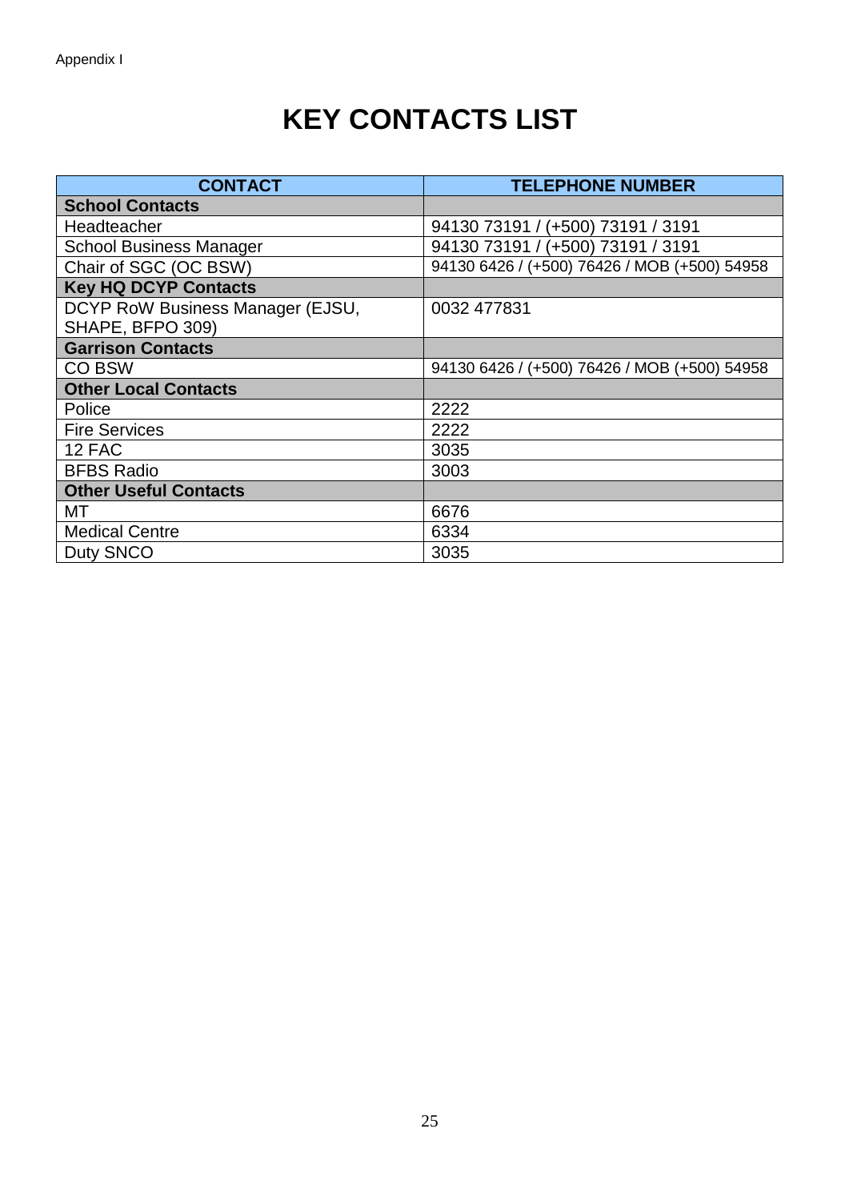Appendix I

# KEY CONTACTS LIST

| CONTACT | TELEPHONE NUMBER |
| --- | --- |
| **School Contacts** | |
| Headteacher | 94130 73191 / (+500) 73191 / 3191 |
| School Business Manager | 94130 73191 / (+500) 73191 / 3191 |
| Chair of SGC (OC BSW) | 94130 6426 / (+500) 76426 / MOB (+500) 54958 |
| **Key HQ DCYP Contacts** | |
| DCYP RoW Business Manager (EJSU, SHAPE, BFPO 309) | 0032 477831 |
| **Garrison Contacts** | |
| CO BSW | 94130 6426 / (+500) 76426 / MOB (+500) 54958 |
| **Other Local Contacts** | |
| Police | 2222 |
| Fire Services | 2222 |
| 12 FAC | 3035 |
| BFBS Radio | 3003 |
| **Other Useful Contacts** | |
| MT | 6676 |
| Medical Centre | 6334 |
| Duty SNCO | 3035 |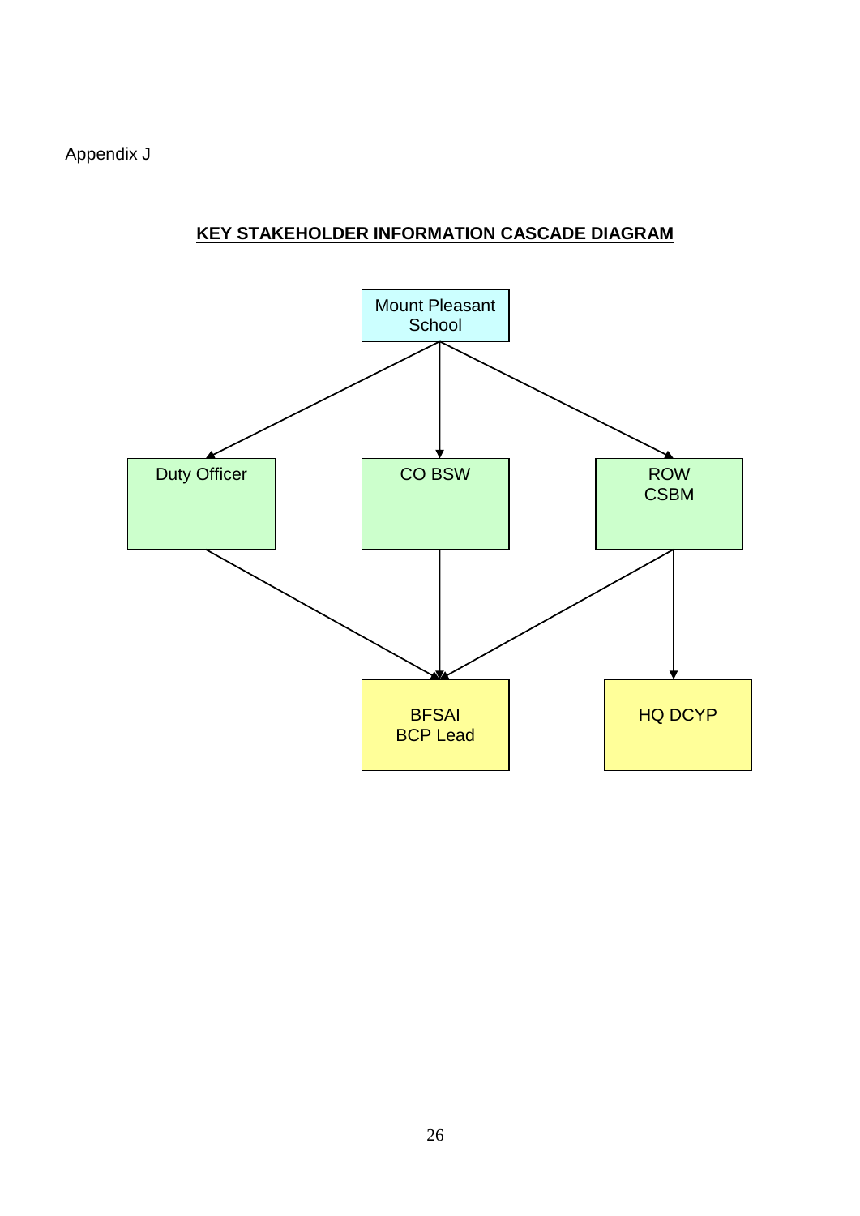Appendix J

## KEY STAKEHOLDER INFORMATION CASCADE DIAGRAM

Mount Pleasant School

Duty Officer

CO BSW

ROW CSBM

BFSAI BCP Lead

HQ DCYP